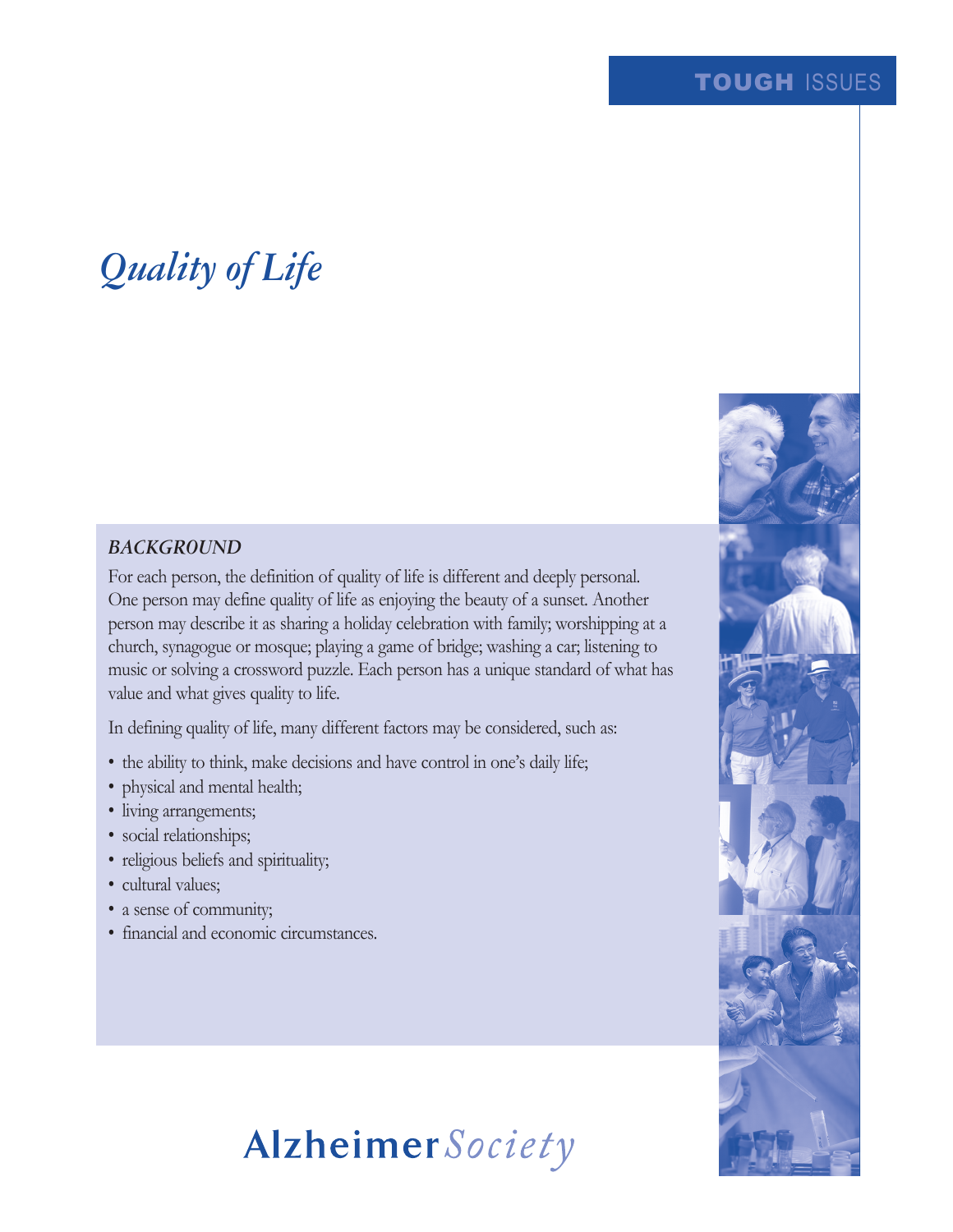TOUGH ISSUES

# *Quality of Life*

### *BACKGROUND*

For each person, the definition of quality of life is different and deeply personal. One person may define quality of life as enjoying the beauty of a sunset. Another person may describe it as sharing a holiday celebration with family; worshipping at a church, synagogue or mosque; playing a game of bridge; washing a car; listening to music or solving a crossword puzzle. Each person has a unique standard of what has value and what gives quality to life.

In defining quality of life, many different factors may be considered, such as:

- the ability to think, make decisions and have control in one's daily life;
- physical and mental health;
- living arrangements;
- social relationships;
- religious beliefs and spirituality;
- cultural values;
- a sense of community;
- financial and economic circumstances.

Alzheimer *Society*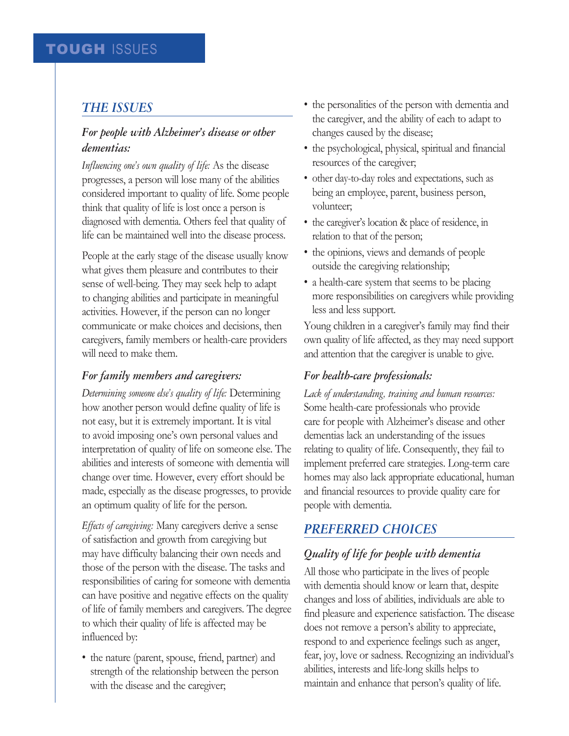## THE ISSUES

### *For people with Alzheimer's disease or other dementias:*

*Influencing one's own quality of life:* As the disease progresses, a person will lose many of the abilities considered important to quality of life. Some people think that quality of life is lost once a person is diagnosed with dementia. Others feel that quality of life can be maintained well into the disease process.

People at the early stage of the disease usually know what gives them pleasure and contributes to their sense of well-being. They may seek help to adapt to changing abilities and participate in meaningful activities. However, if the person can no longer communicate or make choices and decisions, then caregivers, family members or health-care providers will need to make them.

### *For family members and caregivers:*

*Determining someone else's quality of life:* Determining how another person would define quality of life is not easy, but it is extremely important. It is vital to avoid imposing one's own personal values and interpretation of quality of life on someone else. The abilities and interests of someone with dementia will change over time. However, every effort should be made, especially as the disease progresses, to provide an optimum quality of life for the person.

*Effects of caregiving:* Many caregivers derive a sense of satisfaction and growth from caregiving but may have difficulty balancing their own needs and those of the person with the disease. The tasks and responsibilities of caring for someone with dementia can have positive and negative effects on the quality of life of family members and caregivers. The degree to which their quality of life is affected may be influenced by:

- the nature (parent, spouse, friend, partner) and strength of the relationship between the person with the disease and the caregiver;
- the personalities of the person with dementia and the caregiver, and the ability of each to adapt to changes caused by the disease;
- the psychological, physical, spiritual and financial resources of the caregiver;
- other day-to-day roles and expectations, such as being an employee, parent, business person, volunteer;
- the caregiver's location & place of residence, in relation to that of the person;
- the opinions, views and demands of people outside the caregiving relationship;
- a health-care system that seems to be placing more responsibilities on caregivers while providing less and less support.

Young children in a caregiver's family may find their own quality of life affected, as they may need support and attention that the caregiver is unable to give.

### *For health-care professionals:*

*Lack of understanding, training and human resources:* Some health-care professionals who provide care for people with Alzheimer's disease and other dementias lack an understanding of the issues relating to quality of life. Consequently, they fail to implement preferred care strategies. Long-term care homes may also lack appropriate educational, human and financial resources to provide quality care for people with dementia.

## PREFERRED CHOICES

### *Quality of life for people with dementia*

All those who participate in the lives of people with dementia should know or learn that, despite changes and loss of abilities, individuals are able to find pleasure and experience satisfaction. The disease does not remove a person's ability to appreciate, respond to and experience feelings such as anger, fear, joy, love or sadness. Recognizing an individual's abilities, interests and life-long skills helps to maintain and enhance that person's quality of life.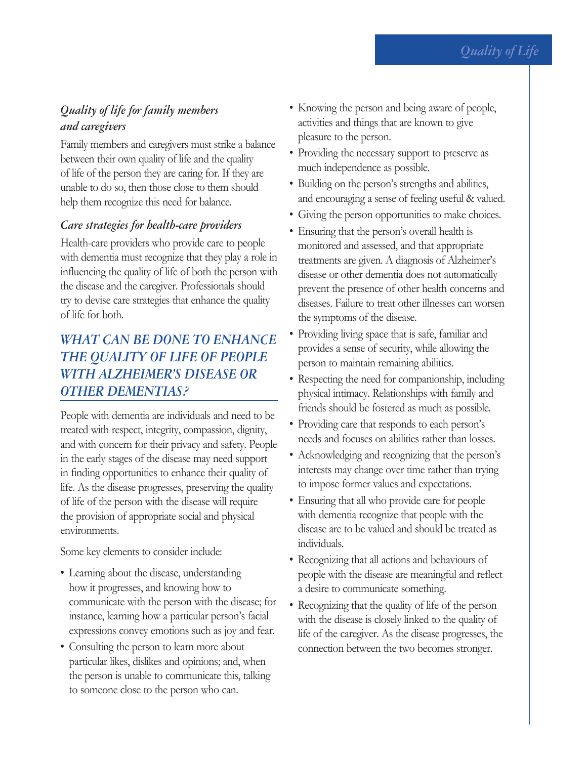### *Quality of life for family members and caregivers*

Family members and caregivers must strike a balance between their own quality of life and the quality of life of the person they are caring for. If they are unable to do so, then those close to them should help them recognize this need for balance.

### *Care strategies for health-care providers*

Health-care providers who provide care to people with dementia must recognize that they play a role in influencing the quality of life of both the person with the disease and the caregiver. Professionals should try to devise care strategies that enhance the quality of life for both.

## *WHAT CAN BE DONE TO ENHANCE THE QUALITY OF LIFE OF PEOPLE WITH ALZHEIMER'S DISEASE OR OTHER DEMENTIAS?*

People with dementia are individuals and need to be treated with respect, integrity, compassion, dignity, and with concern for their privacy and safety. People in the early stages of the disease may need support in finding opportunities to enhance their quality of life. As the disease progresses, preserving the quality of life of the person with the disease will require the provision of appropriate social and physical environments.

Some key elements to consider include:

- Learning about the disease, understanding how it progresses, and knowing how to communicate with the person with the disease; for instance, learning how a particular person's facial expressions convey emotions such as joy and fear.
- Consulting the person to learn more about particular likes, dislikes and opinions; and, when the person is unable to communicate this, talking to someone close to the person who can.
- Knowing the person and being aware of people, activities and things that are known to give pleasure to the person.
- Providing the necessary support to preserve as much independence as possible.
- Building on the person's strengths and abilities, and encouraging a sense of feeling useful & valued.
- Giving the person opportunities to make choices.
- Ensuring that the person's overall health is monitored and assessed, and that appropriate treatments are given. A diagnosis of Alzheimer's disease or other dementia does not automatically prevent the presence of other health concerns and diseases. Failure to treat other illnesses can worsen the symptoms of the disease.
- Providing living space that is safe, familiar and provides a sense of security, while allowing the person to maintain remaining abilities.
- Respecting the need for companionship, including physical intimacy. Relationships with family and friends should be fostered as much as possible.
- Providing care that responds to each person's needs and focuses on abilities rather than losses.
- Acknowledging and recognizing that the person's interests may change over time rather than trying to impose former values and expectations.
- Ensuring that all who provide care for people with dementia recognize that people with the disease are to be valued and should be treated as individuals.
- Recognizing that all actions and behaviours of people with the disease are meaningful and reflect a desire to communicate something.
- Recognizing that the quality of life of the person with the disease is closely linked to the quality of life of the caregiver. As the disease progresses, the connection between the two becomes stronger.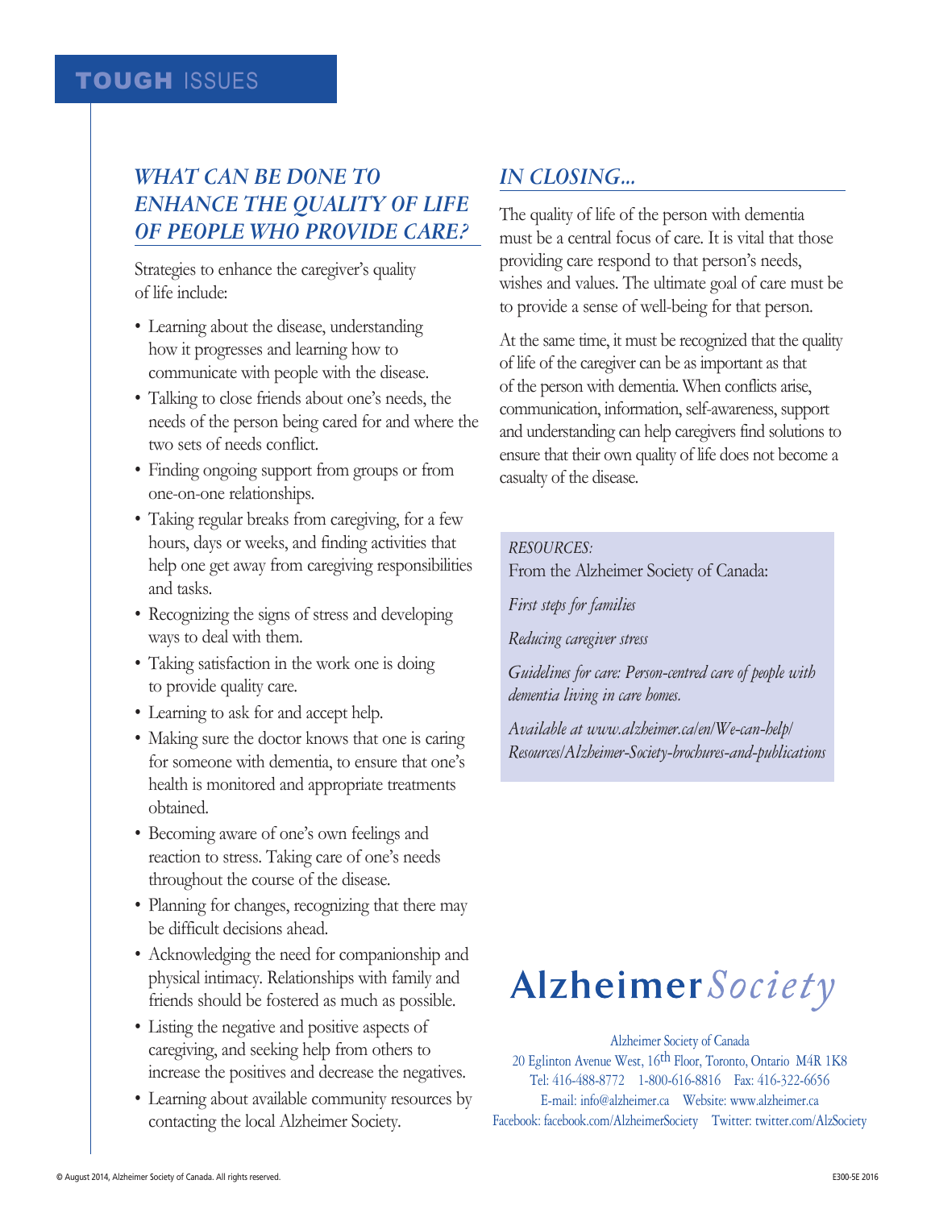## *WHAT CAN BE DONE TO ENHANCE THE QUALITY OF LIFE OF PEOPLE WHO PROVIDE CARE?*

Strategies to enhance the caregiver's quality of life include:

- Learning about the disease, understanding how it progresses and learning how to communicate with people with the disease.
- Talking to close friends about one's needs, the needs of the person being cared for and where the two sets of needs conflict.
- Finding ongoing support from groups or from one-on-one relationships.
- Taking regular breaks from caregiving, for a few hours, days or weeks, and finding activities that help one get away from caregiving responsibilities and tasks.
- Recognizing the signs of stress and developing ways to deal with them.
- Taking satisfaction in the work one is doing to provide quality care.
- Learning to ask for and accept help.
- Making sure the doctor knows that one is caring for someone with dementia, to ensure that one's health is monitored and appropriate treatments obtained.
- Becoming aware of one's own feelings and reaction to stress. Taking care of one's needs throughout the course of the disease.
- Planning for changes, recognizing that there may be difficult decisions ahead.
- Acknowledging the need for companionship and physical intimacy. Relationships with family and friends should be fostered as much as possible.
- Listing the negative and positive aspects of caregiving, and seeking help from others to increase the positives and decrease the negatives.
- Learning about available community resources by contacting the local Alzheimer Society.

## *IN CLOSING...*

The quality of life of the person with dementia must be a central focus of care. It is vital that those providing care respond to that person's needs, wishes and values. The ultimate goal of care must be to provide a sense of well-being for that person.

At the same time, it must be recognized that the quality of life of the caregiver can be as important as that of the person with dementia. When conflicts arise, communication, information, self-awareness, support and understanding can help caregivers find solutions to ensure that their own quality of life does not become a casualty of the disease.

*RESOURCES:*

From the Alzheimer Society of Canada:

*First steps for families*

*Reducing caregiver stress*

*Guidelines for care: Person-centred care of people with dementia living in care homes.*

*Available at www.alzheimer.ca/en/We-can-help/Resources/Alzheimer-Society-brochures-and-publications*

**Alzheimer** *Society*

Alzheimer Society of Canada
20 Eglinton Avenue West, 16th Floor, Toronto, Ontario M4R 1K8
Tel: 416-488-8772 1-800-616-8816 Fax: 416-322-6656
E-mail: info@alzheimer.ca Website: www.alzheimer.ca
Facebook: facebook.com/AlzheimerSociety Twitter: twitter.com/AlzSociety

© August 2014, Alzheimer Society of Canada. All rights reserved.

E300-5E 2016